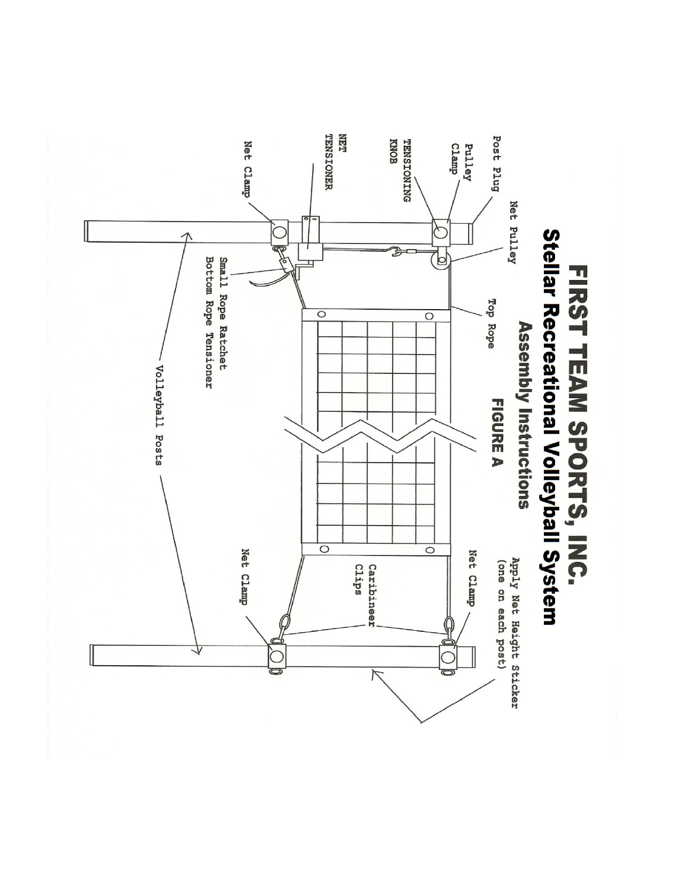# FIRST TEAM SPORTS, INC.

## Stellar Recreational Volleyball System

### Assembly Instructions

**FIGURE A**

Post Plug

Pulley Clamp

TENSIONING KNOB

NET TENSIONER

Net Clamp

Net Pulley

Small Rope Ratchet
Bottom Rope Tensioner

Top Rope

Volleyball Posts

Net Clamp

Caribineer Clips

Net Clamp

Apply Net Height Sticker (one on each post)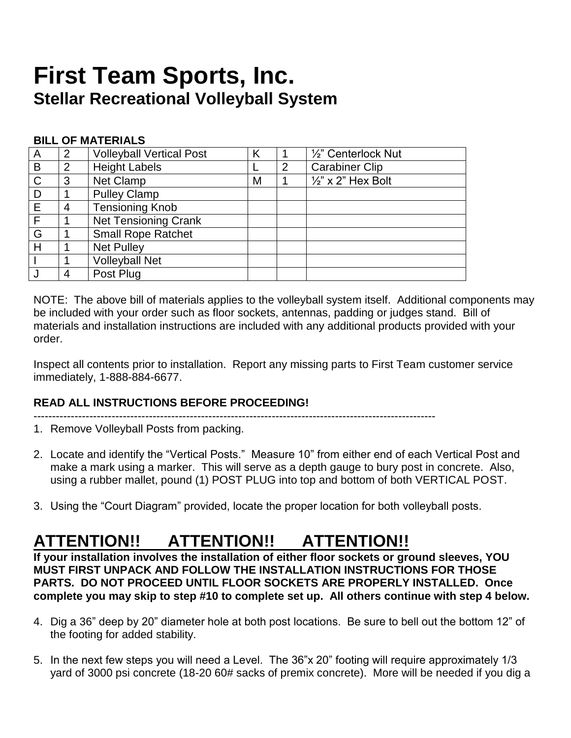# First Team Sports, Inc.

## Stellar Recreational Volleyball System

**BILL OF MATERIALS**

| | | | | | |
|---|---|---|---|---|---|
| A | 2 | Volleyball Vertical Post | K | 1 | ½" Centerlock Nut |
| B | 2 | Height Labels | L | 2 | Carabiner Clip |
| C | 3 | Net Clamp | M | 1 | ½" x 2" Hex Bolt |
| D | 1 | Pulley Clamp | | | |
| E | 4 | Tensioning Knob | | | |
| F | 1 | Net Tensioning Crank | | | |
| G | 1 | Small Rope Ratchet | | | |
| H | 1 | Net Pulley | | | |
| I | 1 | Volleyball Net | | | |
| J | 4 | Post Plug | | | |

NOTE: The above bill of materials applies to the volleyball system itself. Additional components may be included with your order such as floor sockets, antennas, padding or judges stand. Bill of materials and installation instructions are included with any additional products provided with your order.

Inspect all contents prior to installation. Report any missing parts to First Team customer service immediately, 1-888-884-6677.

**READ ALL INSTRUCTIONS BEFORE PROCEEDING!**

---

1. Remove Volleyball Posts from packing.

2. Locate and identify the "Vertical Posts." Measure 10" from either end of each Vertical Post and make a mark using a marker. This will serve as a depth gauge to bury post in concrete. Also, using a rubber mallet, pound (1) POST PLUG into top and bottom of both VERTICAL POST.

3. Using the "Court Diagram" provided, locate the proper location for both volleyball posts.

# ATTENTION!! ATTENTION!! ATTENTION!!

**If your installation involves the installation of either floor sockets or ground sleeves, YOU MUST FIRST UNPACK AND FOLLOW THE INSTALLATION INSTRUCTIONS FOR THOSE PARTS. DO NOT PROCEED UNTIL FLOOR SOCKETS ARE PROPERLY INSTALLED. Once complete you may skip to step #10 to complete set up. All others continue with step 4 below.**

4. Dig a 36" deep by 20" diameter hole at both post locations. Be sure to bell out the bottom 12" of the footing for added stability.

5. In the next few steps you will need a Level. The 36"x 20" footing will require approximately 1/3 yard of 3000 psi concrete (18-20 60# sacks of premix concrete). More will be needed if you dig a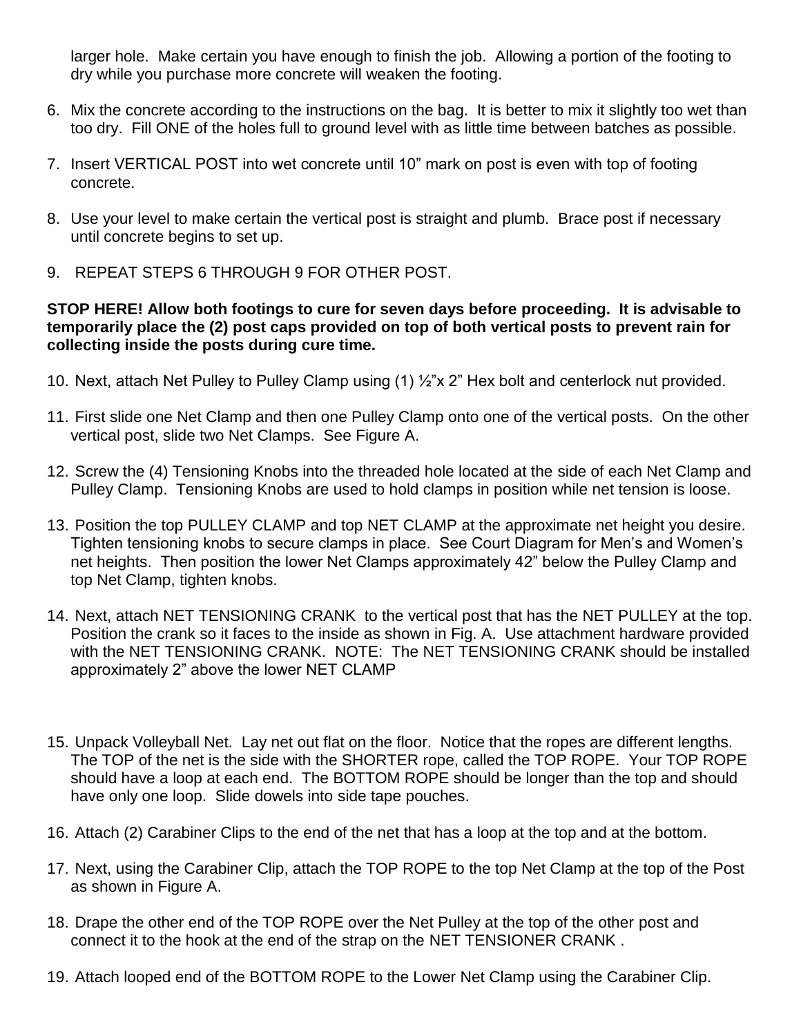larger hole. Make certain you have enough to finish the job. Allowing a portion of the footing to dry while you purchase more concrete will weaken the footing.

6. Mix the concrete according to the instructions on the bag. It is better to mix it slightly too wet than too dry. Fill ONE of the holes full to ground level with as little time between batches as possible.

7. Insert VERTICAL POST into wet concrete until 10” mark on post is even with top of footing concrete.

8. Use your level to make certain the vertical post is straight and plumb. Brace post if necessary until concrete begins to set up.

9. REPEAT STEPS 6 THROUGH 9 FOR OTHER POST.

**STOP HERE! Allow both footings to cure for seven days before proceeding. It is advisable to temporarily place the (2) post caps provided on top of both vertical posts to prevent rain for collecting inside the posts during cure time.**

10. Next, attach Net Pulley to Pulley Clamp using (1) ½”x 2” Hex bolt and centerlock nut provided.

11. First slide one Net Clamp and then one Pulley Clamp onto one of the vertical posts. On the other vertical post, slide two Net Clamps. See Figure A.

12. Screw the (4) Tensioning Knobs into the threaded hole located at the side of each Net Clamp and Pulley Clamp. Tensioning Knobs are used to hold clamps in position while net tension is loose.

13. Position the top PULLEY CLAMP and top NET CLAMP at the approximate net height you desire. Tighten tensioning knobs to secure clamps in place. See Court Diagram for Men’s and Women’s net heights. Then position the lower Net Clamps approximately 42” below the Pulley Clamp and top Net Clamp, tighten knobs.

14. Next, attach NET TENSIONING CRANK to the vertical post that has the NET PULLEY at the top. Position the crank so it faces to the inside as shown in Fig. A. Use attachment hardware provided with the NET TENSIONING CRANK. NOTE: The NET TENSIONING CRANK should be installed approximately 2” above the lower NET CLAMP

15. Unpack Volleyball Net. Lay net out flat on the floor. Notice that the ropes are different lengths. The TOP of the net is the side with the SHORTER rope, called the TOP ROPE. Your TOP ROPE should have a loop at each end. The BOTTOM ROPE should be longer than the top and should have only one loop. Slide dowels into side tape pouches.

16. Attach (2) Carabiner Clips to the end of the net that has a loop at the top and at the bottom.

17. Next, using the Carabiner Clip, attach the TOP ROPE to the top Net Clamp at the top of the Post as shown in Figure A.

18. Drape the other end of the TOP ROPE over the Net Pulley at the top of the other post and connect it to the hook at the end of the strap on the NET TENSIONER CRANK .

19. Attach looped end of the BOTTOM ROPE to the Lower Net Clamp using the Carabiner Clip.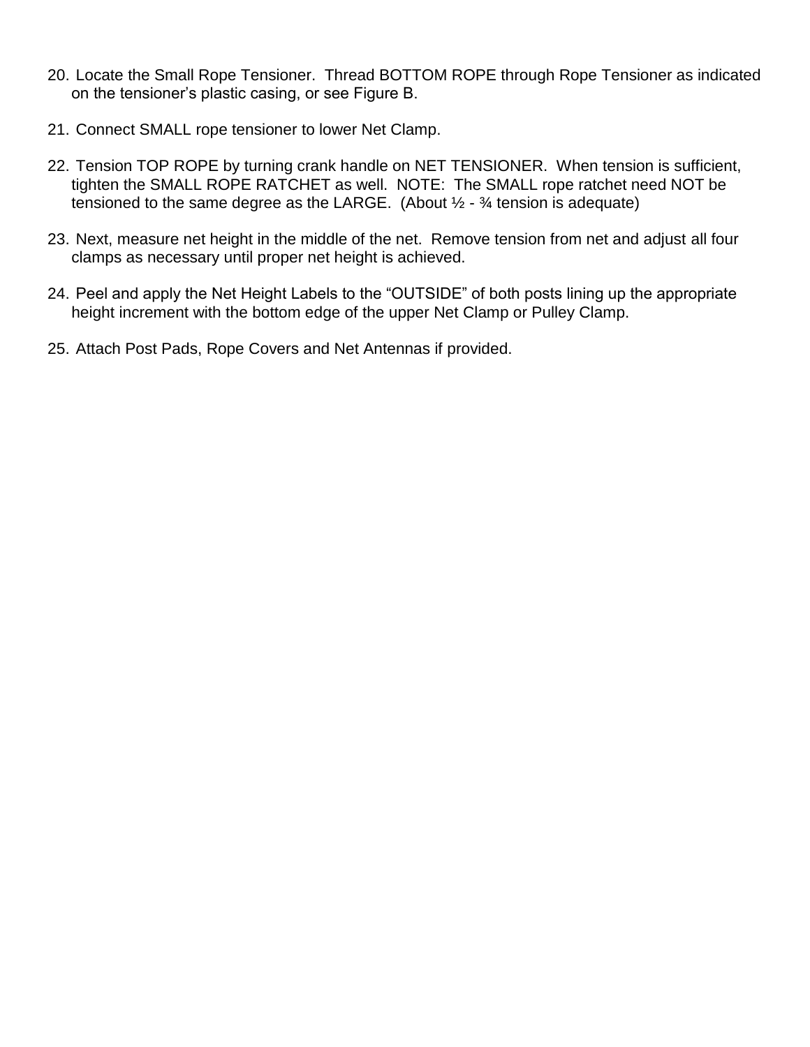20. Locate the Small Rope Tensioner. Thread BOTTOM ROPE through Rope Tensioner as indicated on the tensioner's plastic casing, or see Figure B.

21. Connect SMALL rope tensioner to lower Net Clamp.

22. Tension TOP ROPE by turning crank handle on NET TENSIONER. When tension is sufficient, tighten the SMALL ROPE RATCHET as well. NOTE: The SMALL rope ratchet need NOT be tensioned to the same degree as the LARGE. (About ½ - ¾ tension is adequate)

23. Next, measure net height in the middle of the net. Remove tension from net and adjust all four clamps as necessary until proper net height is achieved.

24. Peel and apply the Net Height Labels to the "OUTSIDE" of both posts lining up the appropriate height increment with the bottom edge of the upper Net Clamp or Pulley Clamp.

25. Attach Post Pads, Rope Covers and Net Antennas if provided.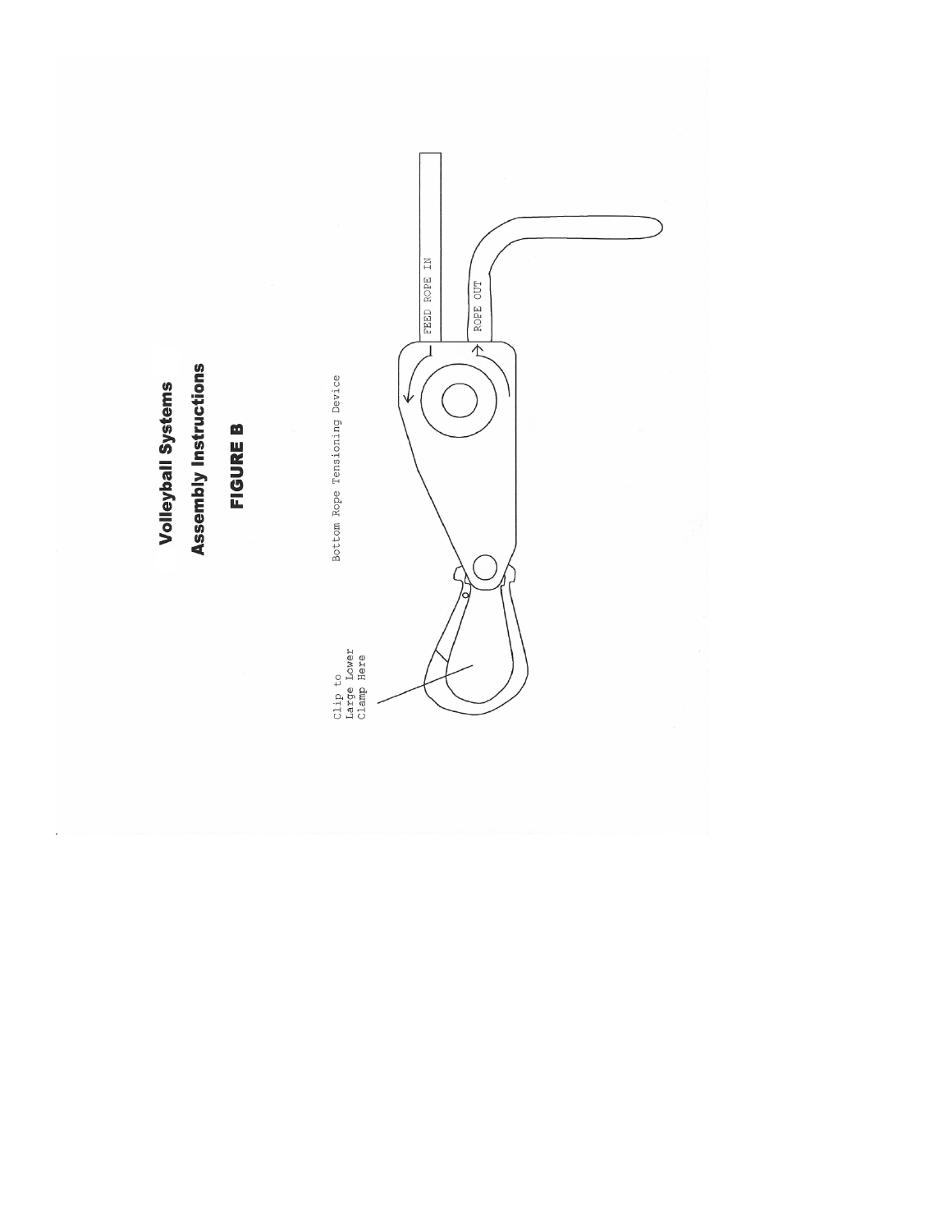# Volleyball Systems

## Assembly Instructions

## FIGURE B

Bottom Rope Tensioning Device

Clip to Large Lower Clamp Here

FEED ROPE IN

ROPE OUT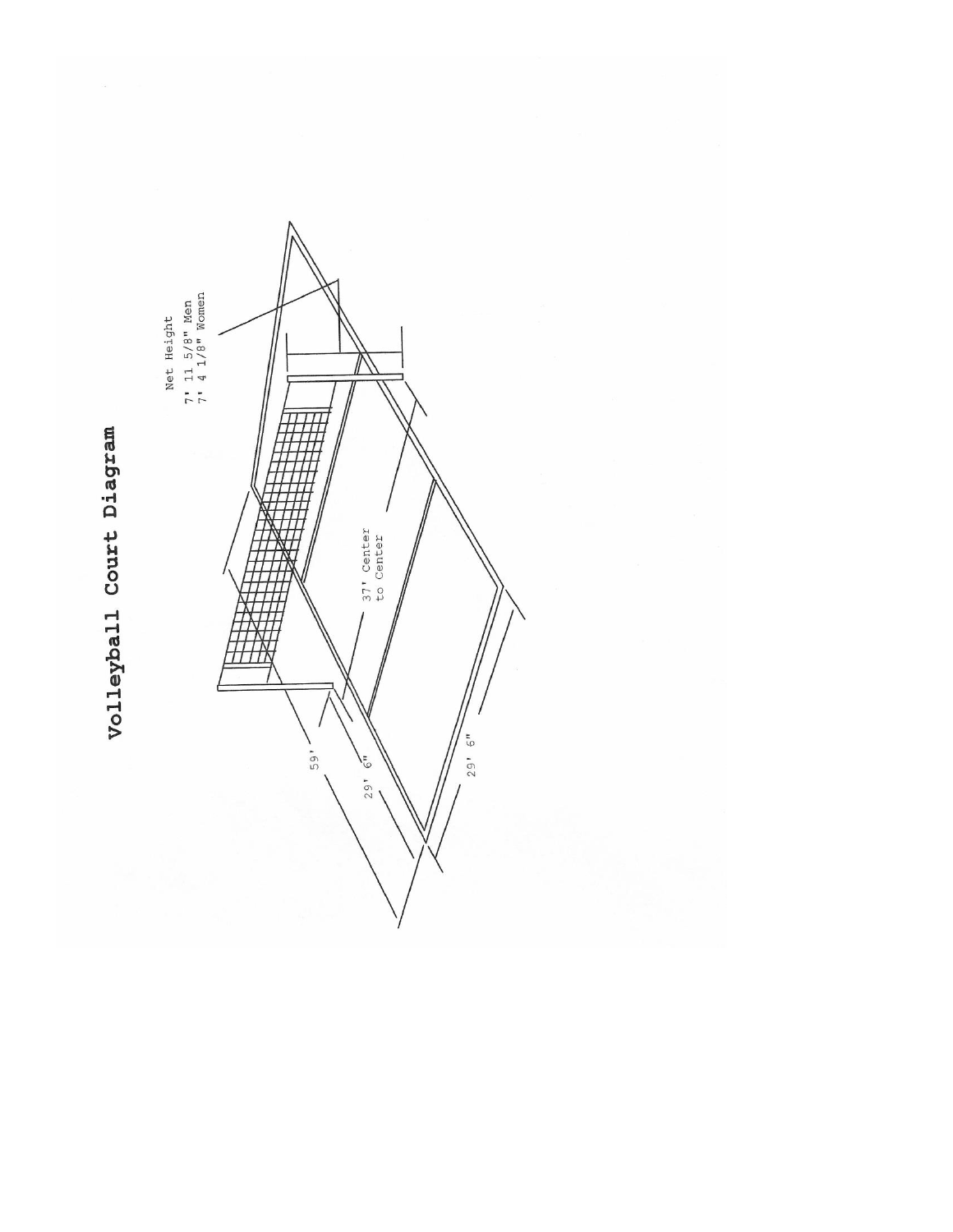# Volleyball Court Diagram

Net Height
7' 11 5/8" Men
7' 4 1/8" Women

37' Center
to Center

59'

29' 6"

29' 6"